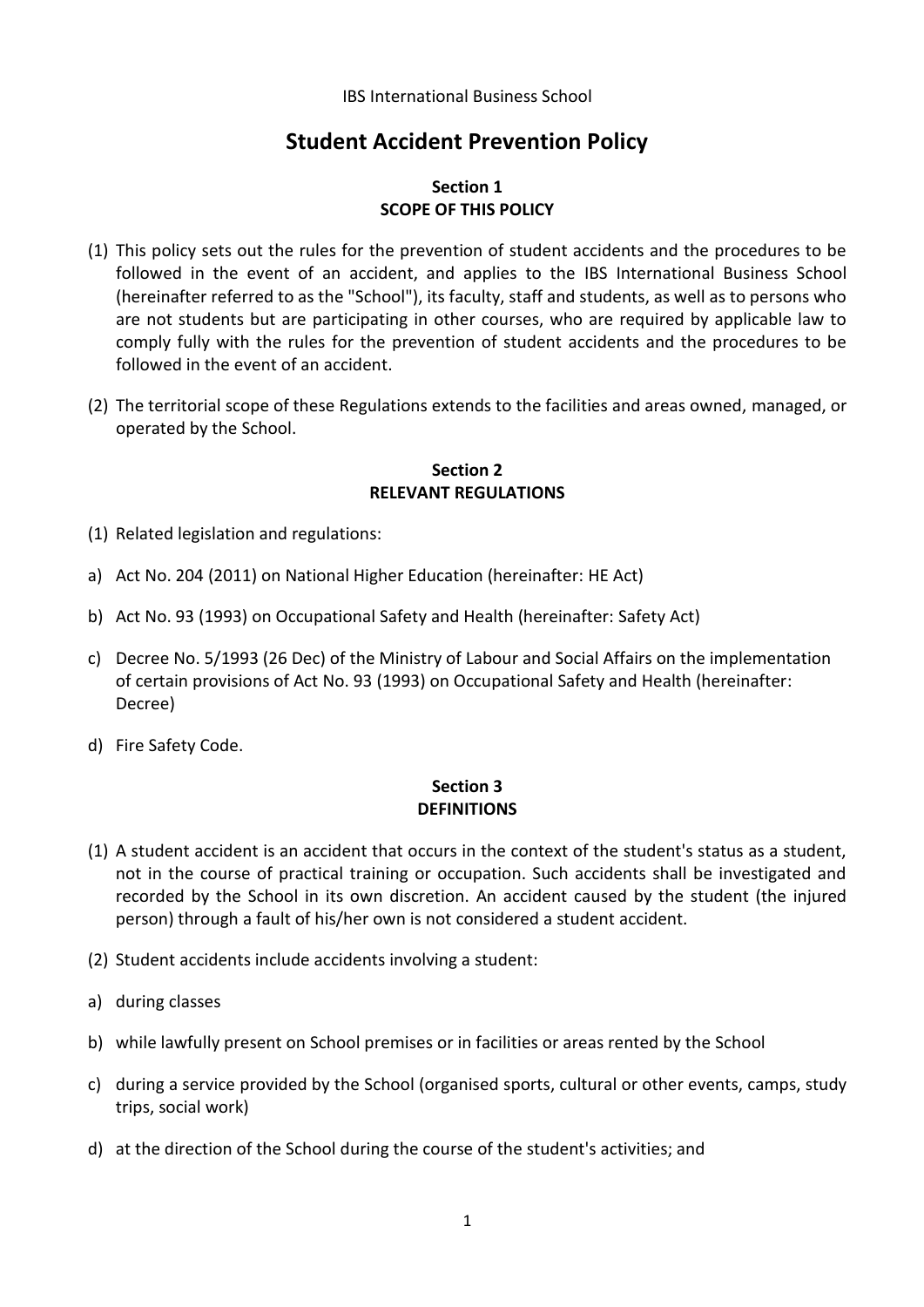IBS International Business School

# Student Accident Prevention Policy

## Section 1
## SCOPE OF THIS POLICY

(1) This policy sets out the rules for the prevention of student accidents and the procedures to be followed in the event of an accident, and applies to the IBS International Business School (hereinafter referred to as the "School"), its faculty, staff and students, as well as to persons who are not students but are participating in other courses, who are required by applicable law to comply fully with the rules for the prevention of student accidents and the procedures to be followed in the event of an accident.

(2) The territorial scope of these Regulations extends to the facilities and areas owned, managed, or operated by the School.

## Section 2
## RELEVANT REGULATIONS

(1) Related legislation and regulations:

a) Act No. 204 (2011) on National Higher Education (hereinafter: HE Act)

b) Act No. 93 (1993) on Occupational Safety and Health (hereinafter: Safety Act)

c) Decree No. 5/1993 (26 Dec) of the Ministry of Labour and Social Affairs on the implementation of certain provisions of Act No. 93 (1993) on Occupational Safety and Health (hereinafter: Decree)

d) Fire Safety Code.

## Section 3
## DEFINITIONS

(1) A student accident is an accident that occurs in the context of the student's status as a student, not in the course of practical training or occupation. Such accidents shall be investigated and recorded by the School in its own discretion. An accident caused by the student (the injured person) through a fault of his/her own is not considered a student accident.

(2) Student accidents include accidents involving a student:

a) during classes

b) while lawfully present on School premises or in facilities or areas rented by the School

c) during a service provided by the School (organised sports, cultural or other events, camps, study trips, social work)

d) at the direction of the School during the course of the student's activities; and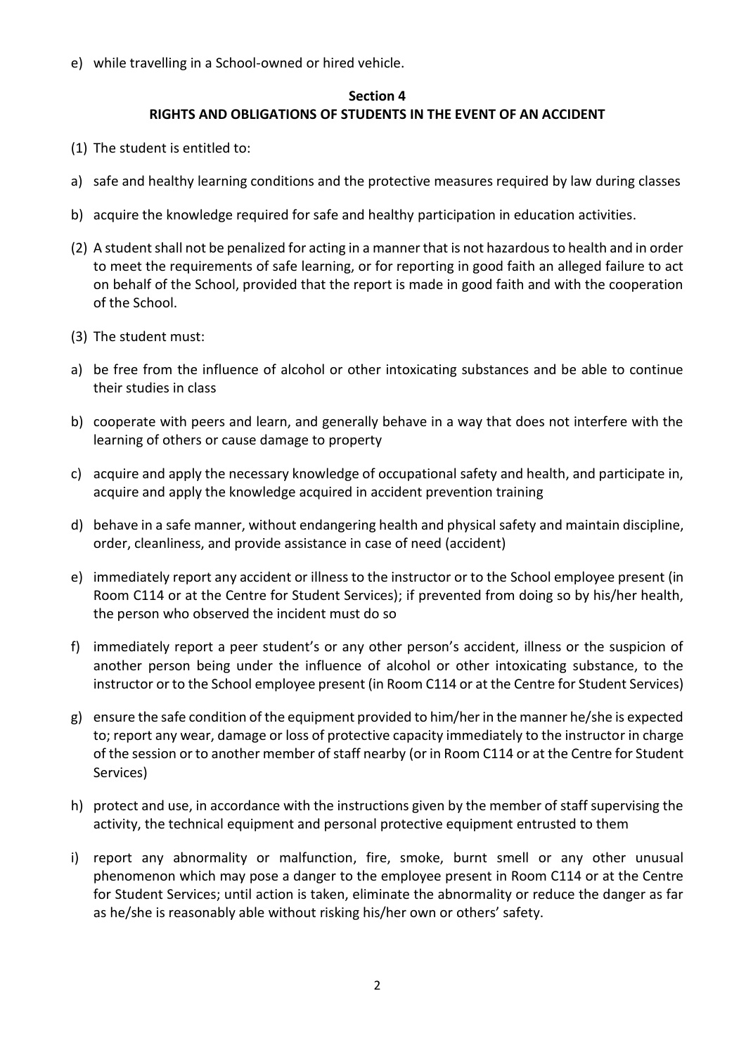e) while travelling in a School-owned or hired vehicle.

## Section 4
## RIGHTS AND OBLIGATIONS OF STUDENTS IN THE EVENT OF AN ACCIDENT

(1) The student is entitled to:

a) safe and healthy learning conditions and the protective measures required by law during classes

b) acquire the knowledge required for safe and healthy participation in education activities.

(2) A student shall not be penalized for acting in a manner that is not hazardous to health and in order to meet the requirements of safe learning, or for reporting in good faith an alleged failure to act on behalf of the School, provided that the report is made in good faith and with the cooperation of the School.

(3) The student must:

a) be free from the influence of alcohol or other intoxicating substances and be able to continue their studies in class

b) cooperate with peers and learn, and generally behave in a way that does not interfere with the learning of others or cause damage to property

c) acquire and apply the necessary knowledge of occupational safety and health, and participate in, acquire and apply the knowledge acquired in accident prevention training

d) behave in a safe manner, without endangering health and physical safety and maintain discipline, order, cleanliness, and provide assistance in case of need (accident)

e) immediately report any accident or illness to the instructor or to the School employee present (in Room C114 or at the Centre for Student Services); if prevented from doing so by his/her health, the person who observed the incident must do so

f) immediately report a peer student's or any other person's accident, illness or the suspicion of another person being under the influence of alcohol or other intoxicating substance, to the instructor or to the School employee present (in Room C114 or at the Centre for Student Services)

g) ensure the safe condition of the equipment provided to him/her in the manner he/she is expected to; report any wear, damage or loss of protective capacity immediately to the instructor in charge of the session or to another member of staff nearby (or in Room C114 or at the Centre for Student Services)

h) protect and use, in accordance with the instructions given by the member of staff supervising the activity, the technical equipment and personal protective equipment entrusted to them

i) report any abnormality or malfunction, fire, smoke, burnt smell or any other unusual phenomenon which may pose a danger to the employee present in Room C114 or at the Centre for Student Services; until action is taken, eliminate the abnormality or reduce the danger as far as he/she is reasonably able without risking his/her own or others' safety.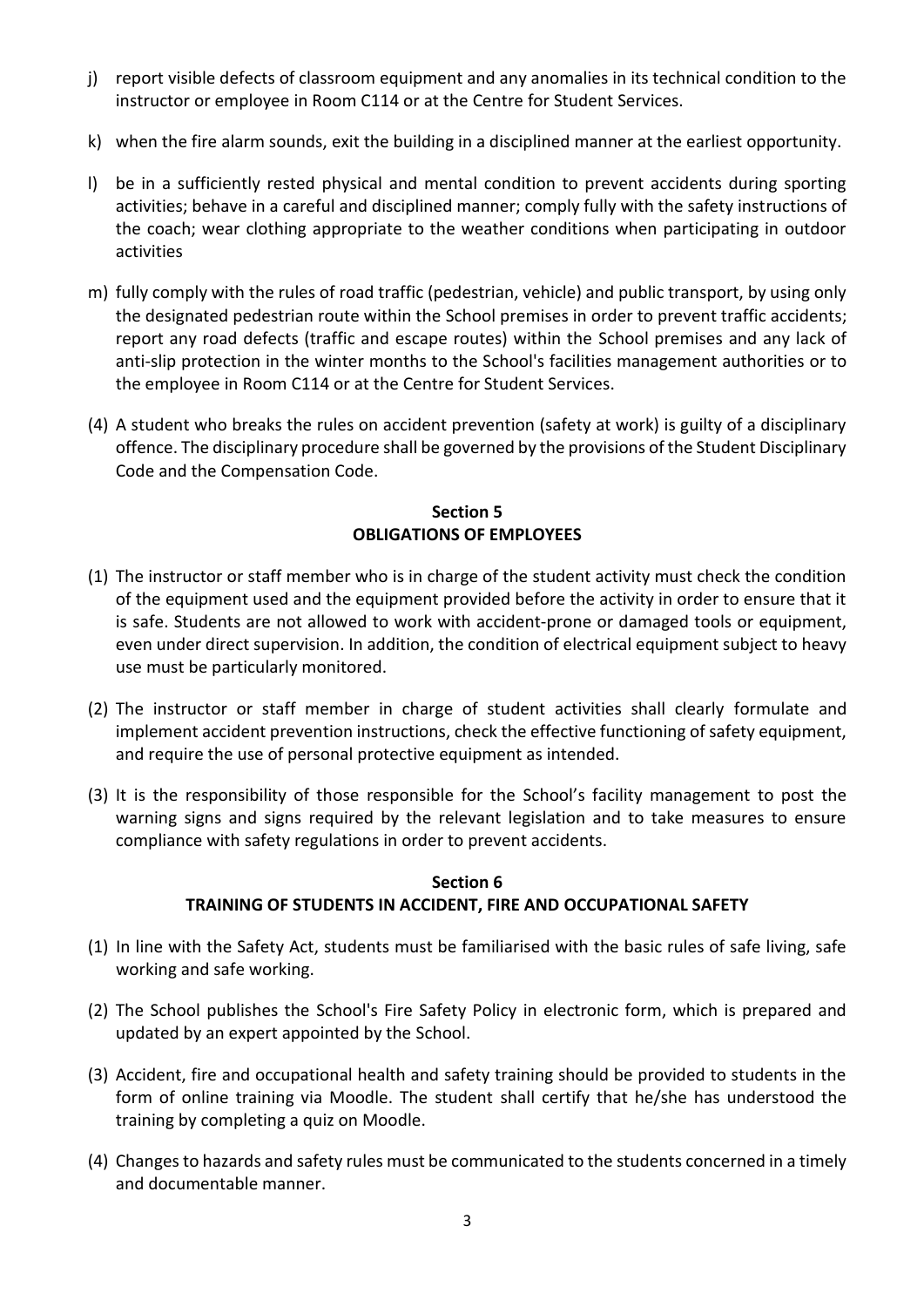j) report visible defects of classroom equipment and any anomalies in its technical condition to the instructor or employee in Room C114 or at the Centre for Student Services.

k) when the fire alarm sounds, exit the building in a disciplined manner at the earliest opportunity.

l) be in a sufficiently rested physical and mental condition to prevent accidents during sporting activities; behave in a careful and disciplined manner; comply fully with the safety instructions of the coach; wear clothing appropriate to the weather conditions when participating in outdoor activities

m) fully comply with the rules of road traffic (pedestrian, vehicle) and public transport, by using only the designated pedestrian route within the School premises in order to prevent traffic accidents; report any road defects (traffic and escape routes) within the School premises and any lack of anti-slip protection in the winter months to the School's facilities management authorities or to the employee in Room C114 or at the Centre for Student Services.

(4) A student who breaks the rules on accident prevention (safety at work) is guilty of a disciplinary offence. The disciplinary procedure shall be governed by the provisions of the Student Disciplinary Code and the Compensation Code.

## Section 5
## OBLIGATIONS OF EMPLOYEES

(1) The instructor or staff member who is in charge of the student activity must check the condition of the equipment used and the equipment provided before the activity in order to ensure that it is safe. Students are not allowed to work with accident-prone or damaged tools or equipment, even under direct supervision. In addition, the condition of electrical equipment subject to heavy use must be particularly monitored.

(2) The instructor or staff member in charge of student activities shall clearly formulate and implement accident prevention instructions, check the effective functioning of safety equipment, and require the use of personal protective equipment as intended.

(3) It is the responsibility of those responsible for the School's facility management to post the warning signs and signs required by the relevant legislation and to take measures to ensure compliance with safety regulations in order to prevent accidents.

## Section 6
## TRAINING OF STUDENTS IN ACCIDENT, FIRE AND OCCUPATIONAL SAFETY

(1) In line with the Safety Act, students must be familiarised with the basic rules of safe living, safe working and safe working.

(2) The School publishes the School's Fire Safety Policy in electronic form, which is prepared and updated by an expert appointed by the School.

(3) Accident, fire and occupational health and safety training should be provided to students in the form of online training via Moodle. The student shall certify that he/she has understood the training by completing a quiz on Moodle.

(4) Changes to hazards and safety rules must be communicated to the students concerned in a timely and documentable manner.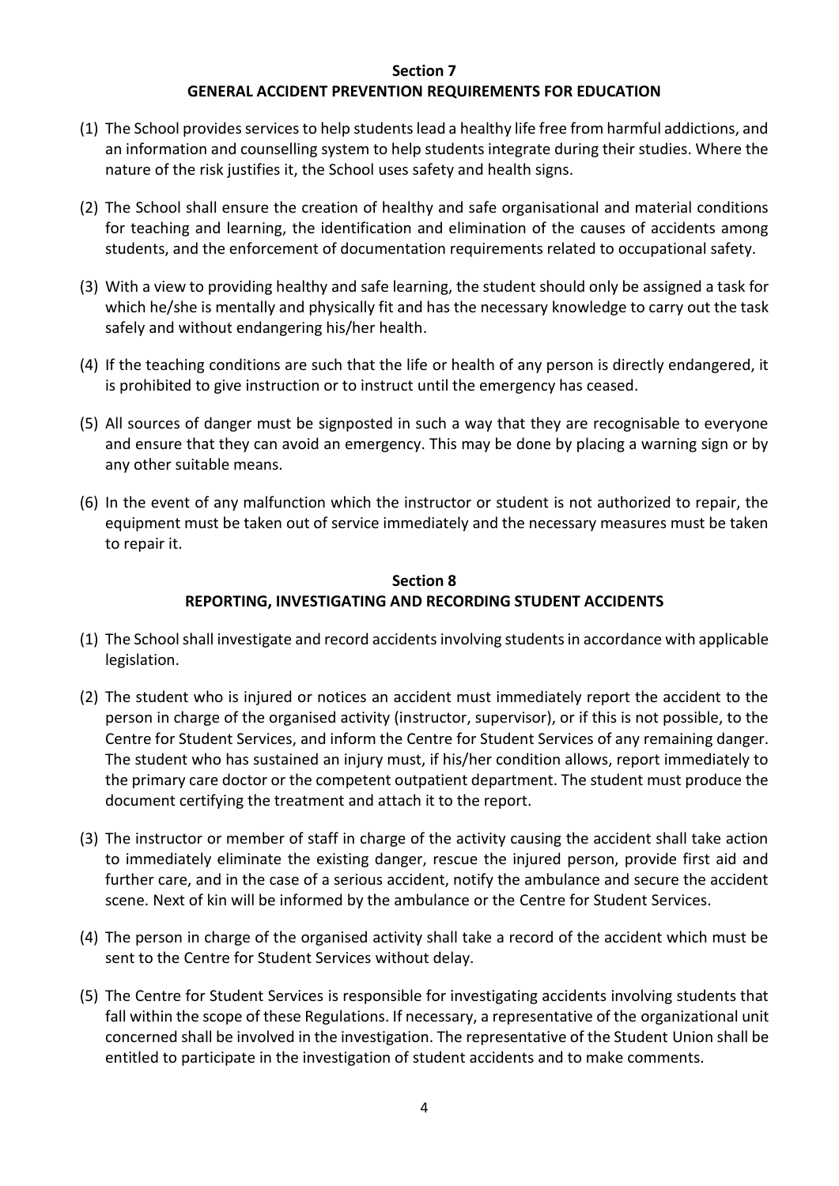## Section 7
## GENERAL ACCIDENT PREVENTION REQUIREMENTS FOR EDUCATION

(1) The School provides services to help students lead a healthy life free from harmful addictions, and an information and counselling system to help students integrate during their studies. Where the nature of the risk justifies it, the School uses safety and health signs.

(2) The School shall ensure the creation of healthy and safe organisational and material conditions for teaching and learning, the identification and elimination of the causes of accidents among students, and the enforcement of documentation requirements related to occupational safety.

(3) With a view to providing healthy and safe learning, the student should only be assigned a task for which he/she is mentally and physically fit and has the necessary knowledge to carry out the task safely and without endangering his/her health.

(4) If the teaching conditions are such that the life or health of any person is directly endangered, it is prohibited to give instruction or to instruct until the emergency has ceased.

(5) All sources of danger must be signposted in such a way that they are recognisable to everyone and ensure that they can avoid an emergency. This may be done by placing a warning sign or by any other suitable means.

(6) In the event of any malfunction which the instructor or student is not authorized to repair, the equipment must be taken out of service immediately and the necessary measures must be taken to repair it.

## Section 8
## REPORTING, INVESTIGATING AND RECORDING STUDENT ACCIDENTS

(1) The School shall investigate and record accidents involving students in accordance with applicable legislation.

(2) The student who is injured or notices an accident must immediately report the accident to the person in charge of the organised activity (instructor, supervisor), or if this is not possible, to the Centre for Student Services, and inform the Centre for Student Services of any remaining danger. The student who has sustained an injury must, if his/her condition allows, report immediately to the primary care doctor or the competent outpatient department. The student must produce the document certifying the treatment and attach it to the report.

(3) The instructor or member of staff in charge of the activity causing the accident shall take action to immediately eliminate the existing danger, rescue the injured person, provide first aid and further care, and in the case of a serious accident, notify the ambulance and secure the accident scene. Next of kin will be informed by the ambulance or the Centre for Student Services.

(4) The person in charge of the organised activity shall take a record of the accident which must be sent to the Centre for Student Services without delay.

(5) The Centre for Student Services is responsible for investigating accidents involving students that fall within the scope of these Regulations. If necessary, a representative of the organizational unit concerned shall be involved in the investigation. The representative of the Student Union shall be entitled to participate in the investigation of student accidents and to make comments.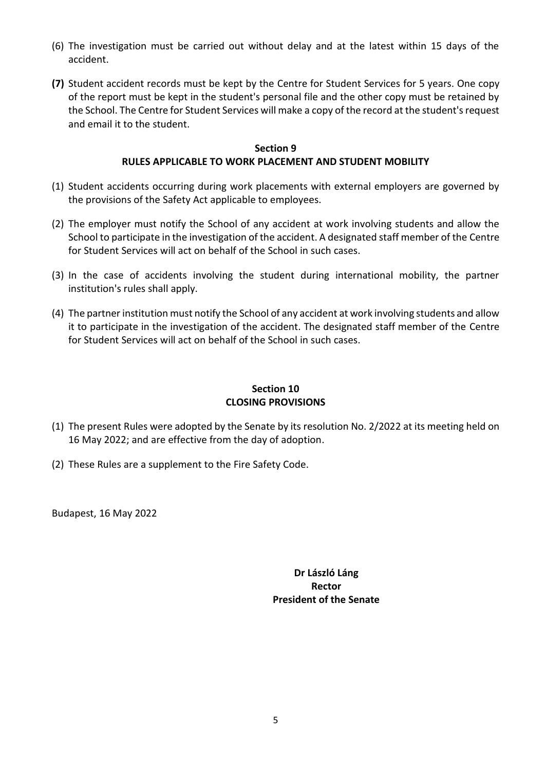(6) The investigation must be carried out without delay and at the latest within 15 days of the accident.

**(7)** Student accident records must be kept by the Centre for Student Services for 5 years. One copy of the report must be kept in the student's personal file and the other copy must be retained by the School. The Centre for Student Services will make a copy of the record at the student's request and email it to the student.

**Section 9**
**RULES APPLICABLE TO WORK PLACEMENT AND STUDENT MOBILITY**

(1) Student accidents occurring during work placements with external employers are governed by the provisions of the Safety Act applicable to employees.

(2) The employer must notify the School of any accident at work involving students and allow the School to participate in the investigation of the accident. A designated staff member of the Centre for Student Services will act on behalf of the School in such cases.

(3) In the case of accidents involving the student during international mobility, the partner institution's rules shall apply.

(4) The partner institution must notify the School of any accident at work involving students and allow it to participate in the investigation of the accident. The designated staff member of the Centre for Student Services will act on behalf of the School in such cases.

**Section 10**
**CLOSING PROVISIONS**

(1) The present Rules were adopted by the Senate by its resolution No. 2/2022 at its meeting held on 16 May 2022; and are effective from the day of adoption.

(2) These Rules are a supplement to the Fire Safety Code.

Budapest, 16 May 2022

**Dr László Láng**
**Rector**
**President of the Senate**